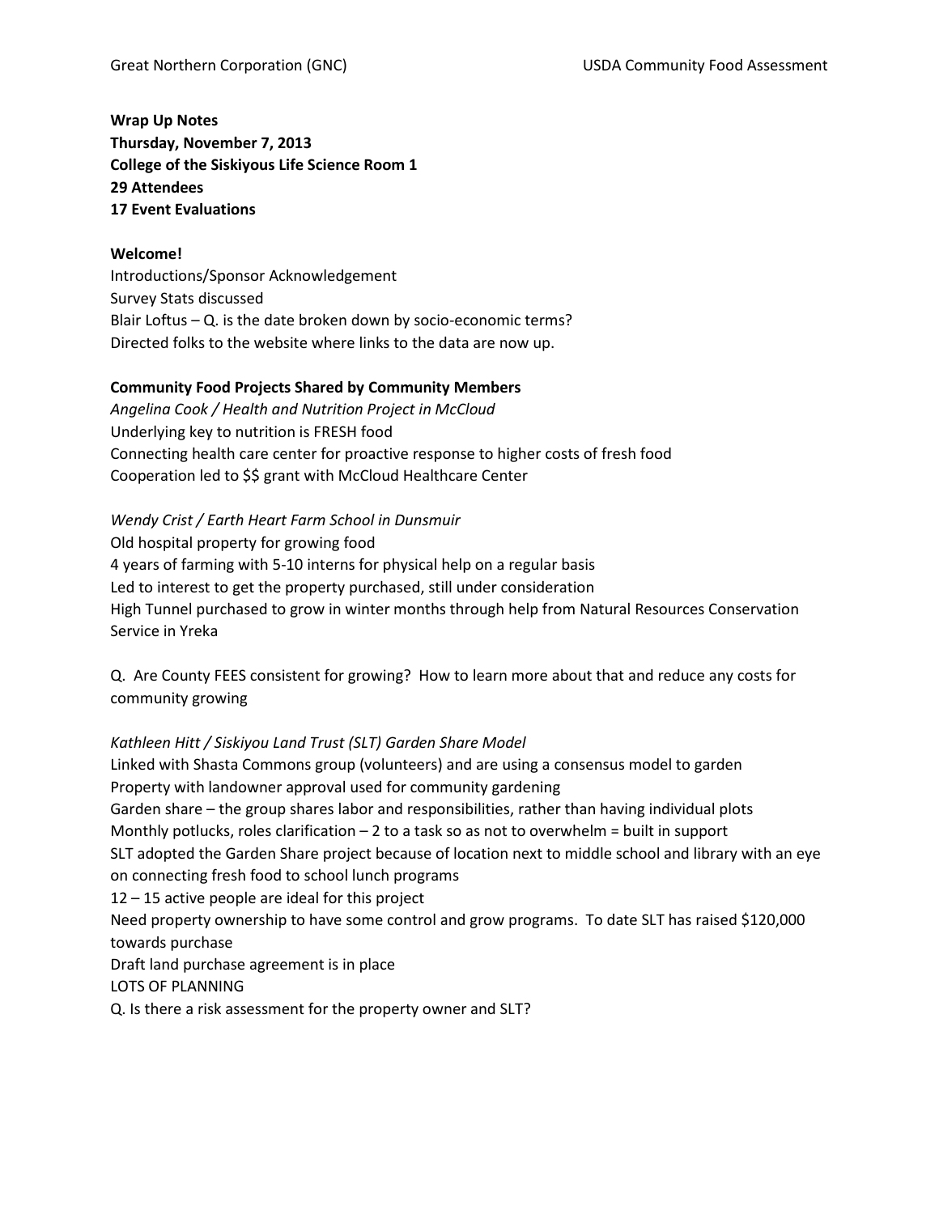**Wrap Up Notes**
**Thursday, November 7, 2013**
**College of the Siskiyous Life Science Room 1**
**29 Attendees**
**17 Event Evaluations**

**Welcome!**
Introductions/Sponsor Acknowledgement
Survey Stats discussed
Blair Loftus – Q. is the date broken down by socio-economic terms?
Directed folks to the website where links to the data are now up.

**Community Food Projects Shared by Community Members**
*Angelina Cook / Health and Nutrition Project in McCloud*
Underlying key to nutrition is FRESH food
Connecting health care center for proactive response to higher costs of fresh food
Cooperation led to $$ grant with McCloud Healthcare Center

*Wendy Crist / Earth Heart Farm School in Dunsmuir*
Old hospital property for growing food
4 years of farming with 5-10 interns for physical help on a regular basis
Led to interest to get the property purchased, still under consideration
High Tunnel purchased to grow in winter months through help from Natural Resources Conservation Service in Yreka

Q. Are County FEES consistent for growing? How to learn more about that and reduce any costs for community growing

*Kathleen Hitt / Siskiyou Land Trust (SLT) Garden Share Model*
Linked with Shasta Commons group (volunteers) and are using a consensus model to garden
Property with landowner approval used for community gardening
Garden share – the group shares labor and responsibilities, rather than having individual plots
Monthly potlucks, roles clarification – 2 to a task so as not to overwhelm = built in support
SLT adopted the Garden Share project because of location next to middle school and library with an eye on connecting fresh food to school lunch programs
12 – 15 active people are ideal for this project
Need property ownership to have some control and grow programs. To date SLT has raised $120,000 towards purchase
Draft land purchase agreement is in place
LOTS OF PLANNING
Q. Is there a risk assessment for the property owner and SLT?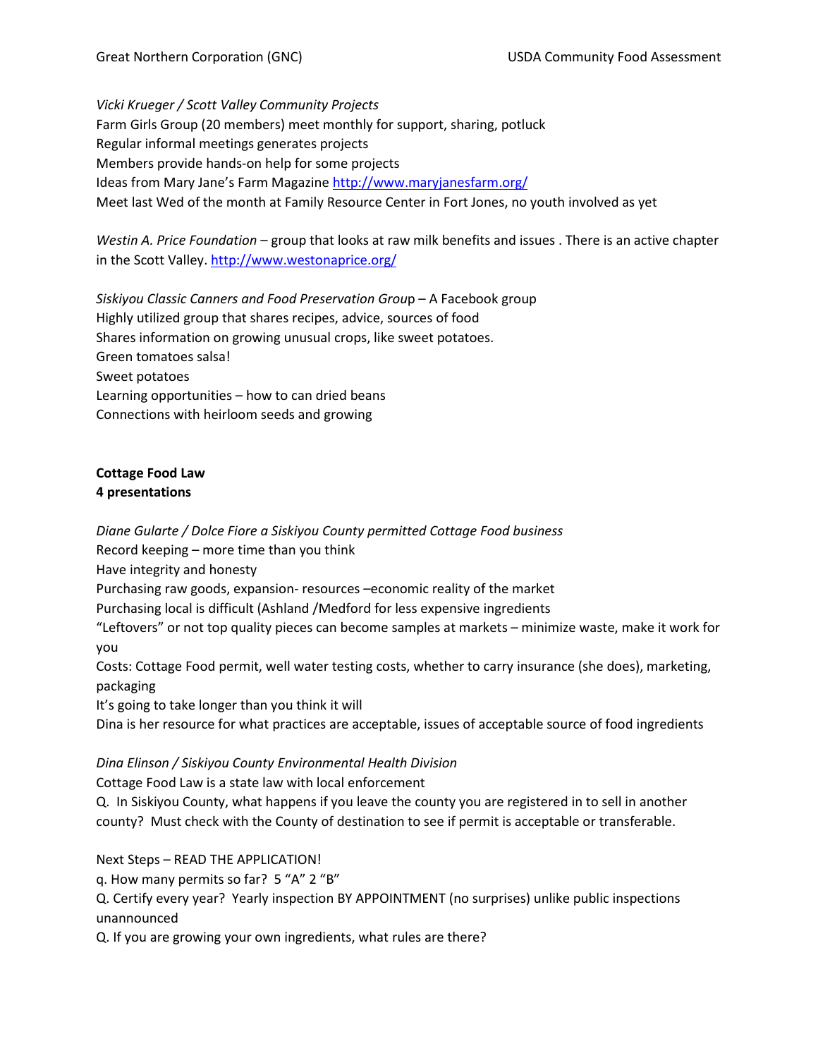*Vicki Krueger / Scott Valley Community Projects*
Farm Girls Group (20 members) meet monthly for support, sharing, potluck
Regular informal meetings generates projects
Members provide hands-on help for some projects
Ideas from Mary Jane's Farm Magazine [http://www.maryjanesfarm.org/](http://www.maryjanesfarm.org/)
Meet last Wed of the month at Family Resource Center in Fort Jones, no youth involved as yet

*Westin A. Price Foundation* – group that looks at raw milk benefits and issues . There is an active chapter in the Scott Valley. [http://www.westonaprice.org/](http://www.westonaprice.org/)

*Siskiyou Classic Canners and Food Preservation Group* – A Facebook group
Highly utilized group that shares recipes, advice, sources of food
Shares information on growing unusual crops, like sweet potatoes.
Green tomatoes salsa!
Sweet potatoes
Learning opportunities – how to can dried beans
Connections with heirloom seeds and growing

**Cottage Food Law**
**4 presentations**

*Diane Gularte / Dolce Fiore a Siskiyou County permitted Cottage Food business*
Record keeping – more time than you think
Have integrity and honesty
Purchasing raw goods, expansion- resources –economic reality of the market
Purchasing local is difficult (Ashland /Medford for less expensive ingredients
"Leftovers" or not top quality pieces can become samples at markets – minimize waste, make it work for you
Costs: Cottage Food permit, well water testing costs, whether to carry insurance (she does), marketing, packaging
It's going to take longer than you think it will
Dina is her resource for what practices are acceptable, issues of acceptable source of food ingredients

*Dina Elinson / Siskiyou County Environmental Health Division*
Cottage Food Law is a state law with local enforcement
Q. In Siskiyou County, what happens if you leave the county you are registered in to sell in another county? Must check with the County of destination to see if permit is acceptable or transferable.

Next Steps – READ THE APPLICATION!
q. How many permits so far? 5 "A" 2 "B"
Q. Certify every year? Yearly inspection BY APPOINTMENT (no surprises) unlike public inspections unannounced
Q. If you are growing your own ingredients, what rules are there?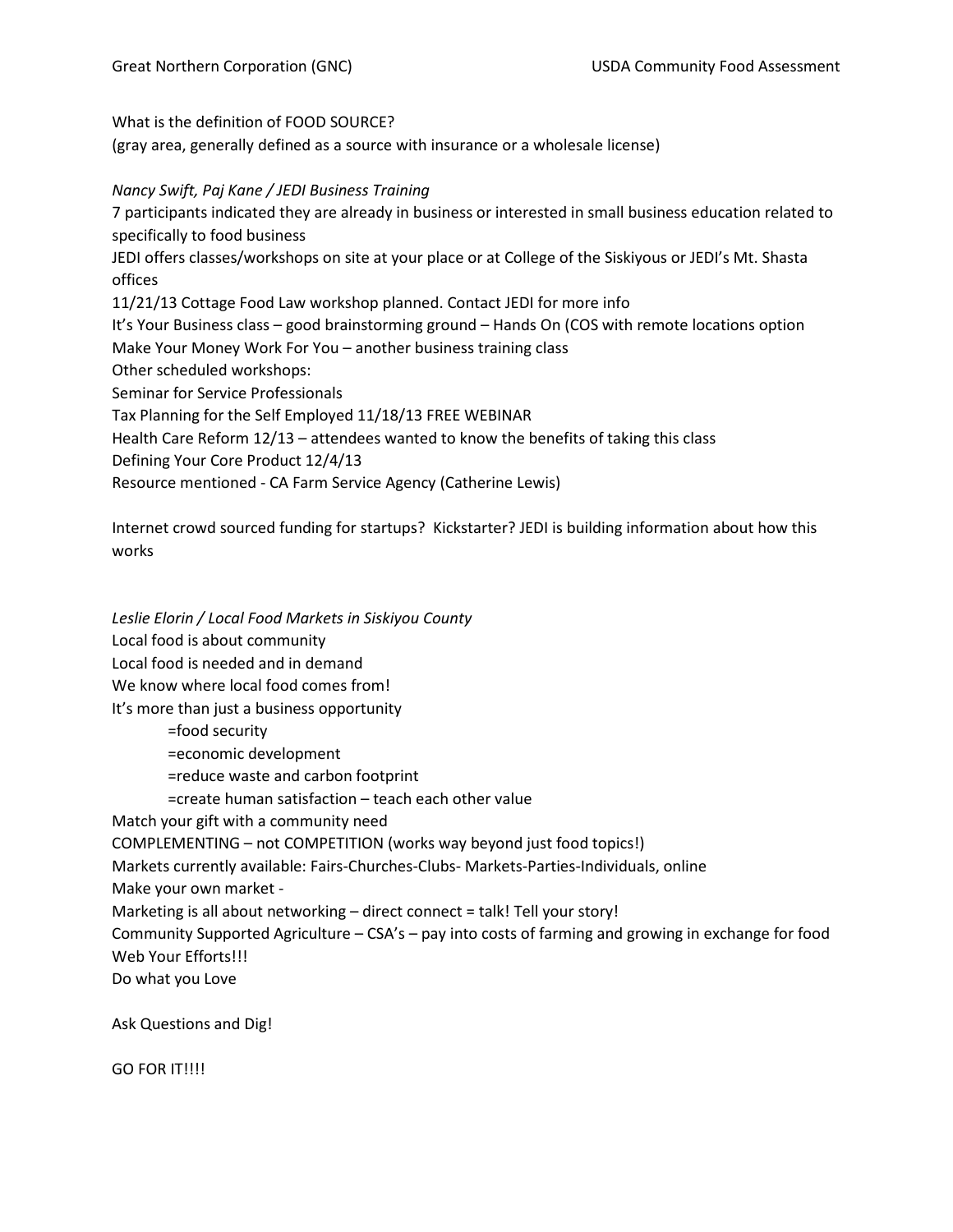What is the definition of FOOD SOURCE?
(gray area, generally defined as a source with insurance or a wholesale license)

*Nancy Swift, Paj Kane / JEDI Business Training*

7 participants indicated they are already in business or interested in small business education related to specifically to food business
JEDI offers classes/workshops on site at your place or at College of the Siskiyous or JEDI's Mt. Shasta offices
11/21/13 Cottage Food Law workshop planned. Contact JEDI for more info
It's Your Business class – good brainstorming ground – Hands On (COS with remote locations option
Make Your Money Work For You – another business training class
Other scheduled workshops:
Seminar for Service Professionals
Tax Planning for the Self Employed 11/18/13 FREE WEBINAR
Health Care Reform 12/13 – attendees wanted to know the benefits of taking this class
Defining Your Core Product 12/4/13
Resource mentioned - CA Farm Service Agency (Catherine Lewis)

Internet crowd sourced funding for startups? Kickstarter? JEDI is building information about how this works

*Leslie Elorin / Local Food Markets in Siskiyou County*

Local food is about community
Local food is needed and in demand
We know where local food comes from!
It's more than just a business opportunity

- =food security
- =economic development
- =reduce waste and carbon footprint
- =create human satisfaction – teach each other value

Match your gift with a community need
COMPLEMENTING – not COMPETITION (works way beyond just food topics!)
Markets currently available: Fairs-Churches-Clubs- Markets-Parties-Individuals, online
Make your own market -
Marketing is all about networking – direct connect = talk! Tell your story!
Community Supported Agriculture – CSA's – pay into costs of farming and growing in exchange for food
Web Your Efforts!!!
Do what you Love

Ask Questions and Dig!

GO FOR IT!!!!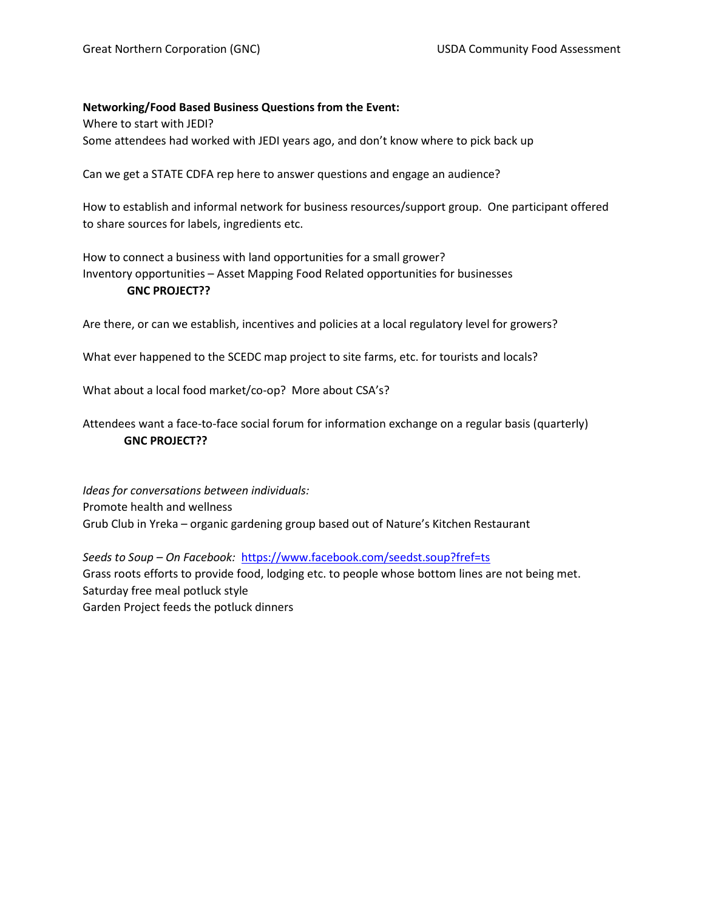**Networking/Food Based Business Questions from the Event:**

Where to start with JEDI?
Some attendees had worked with JEDI years ago, and don't know where to pick back up

Can we get a STATE CDFA rep here to answer questions and engage an audience?

How to establish and informal network for business resources/support group. One participant offered to share sources for labels, ingredients etc.

How to connect a business with land opportunities for a small grower?
Inventory opportunities – Asset Mapping Food Related opportunities for businesses

**GNC PROJECT??**

Are there, or can we establish, incentives and policies at a local regulatory level for growers?

What ever happened to the SCEDC map project to site farms, etc. for tourists and locals?

What about a local food market/co-op? More about CSA's?

Attendees want a face-to-face social forum for information exchange on a regular basis (quarterly)

**GNC PROJECT??**

*Ideas for conversations between individuals:*
Promote health and wellness
Grub Club in Yreka – organic gardening group based out of Nature's Kitchen Restaurant

*Seeds to Soup – On Facebook:* [https://www.facebook.com/seedst.soup?fref=ts](https://www.facebook.com/seedst.soup?fref=ts)
Grass roots efforts to provide food, lodging etc. to people whose bottom lines are not being met.
Saturday free meal potluck style
Garden Project feeds the potluck dinners